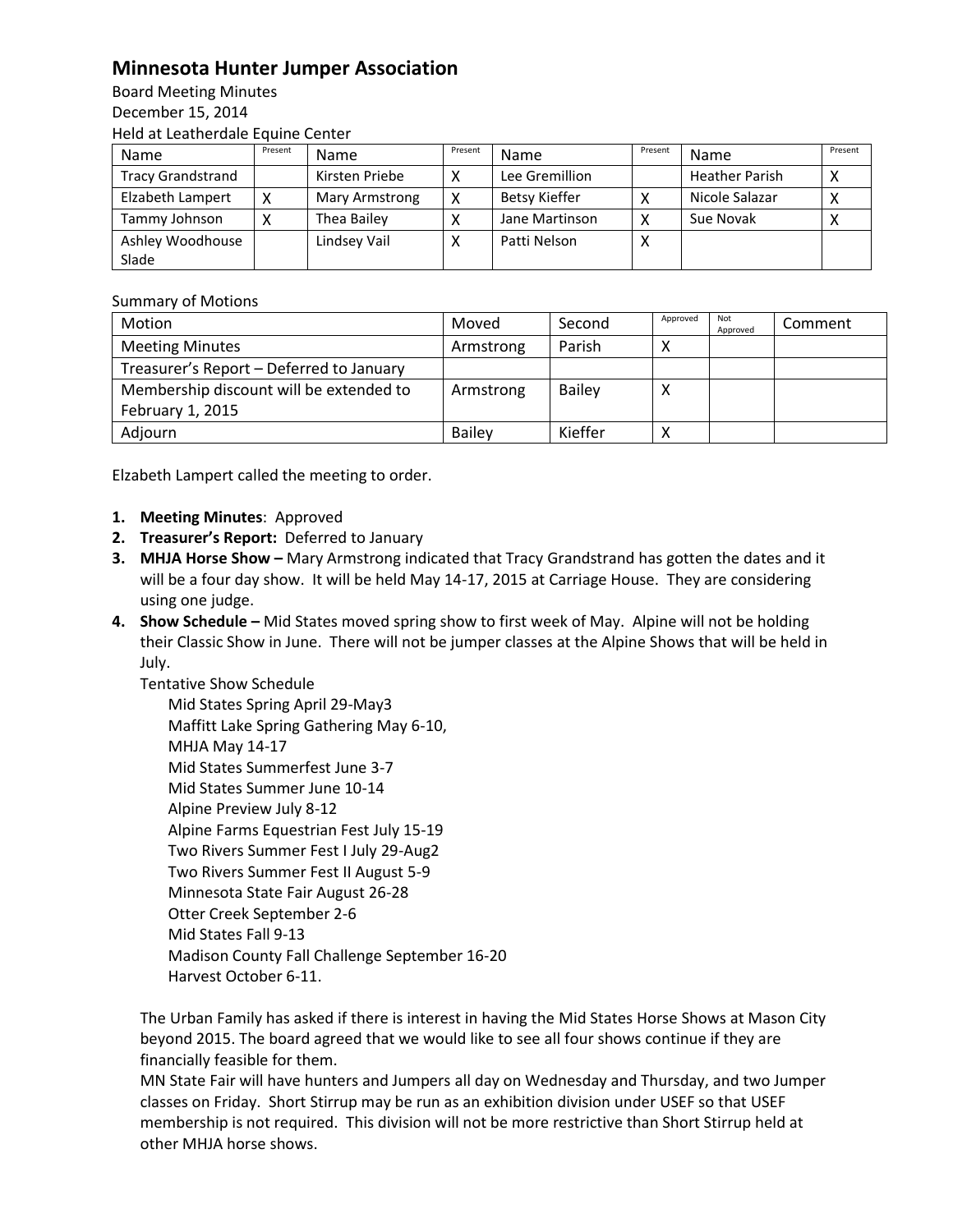## Minnesota Hunter Jumper Association

Board Meeting Minutes
December 15, 2014
Held at Leatherdale Equine Center

| Name | Present | Name | Present | Name | Present | Name | Present |
|---|---|---|---|---|---|---|---|
| Tracy Grandstrand | | Kirsten Priebe | X | Lee Gremillion | | Heather Parish | X |
| Elizabeth Lampert | X | Mary Armstrong | X | Betsy Kieffer | X | Nicole Salazar | X |
| Tammy Johnson | X | Thea Bailey | X | Jane Martinson | X | Sue Novak | X |
| Ashley Woodhouse Slade | | Lindsey Vail | X | Patti Nelson | X | | |

Summary of Motions

| Motion | Moved | Second | Approved | Not Approved | Comment |
|---|---|---|---|---|---|
| Meeting Minutes | Armstrong | Parish | X | | |
| Treasurer's Report – Deferred to January | | | | | |
| Membership discount will be extended to February 1, 2015 | Armstrong | Bailey | X | | |
| Adjourn | Bailey | Kieffer | X | | |

Elzabeth Lampert called the meeting to order.

1. **Meeting Minutes**: Approved
2. **Treasurer's Report:** Deferred to January
3. **MHJA Horse Show –** Mary Armstrong indicated that Tracy Grandstrand has gotten the dates and it will be a four day show. It will be held May 14-17, 2015 at Carriage House. They are considering using one judge.
4. **Show Schedule –** Mid States moved spring show to first week of May. Alpine will not be holding their Classic Show in June. There will not be jumper classes at the Alpine Shows that will be held in July.

   Tentative Show Schedule

   Mid States Spring April 29-May3
   Maffitt Lake Spring Gathering May 6-10,
   MHJA May 14-17
   Mid States Summerfest June 3-7
   Mid States Summer June 10-14
   Alpine Preview July 8-12
   Alpine Farms Equestrian Fest July 15-19
   Two Rivers Summer Fest I July 29-Aug2
   Two Rivers Summer Fest II August 5-9
   Minnesota State Fair August 26-28
   Otter Creek September 2-6
   Mid States Fall 9-13
   Madison County Fall Challenge September 16-20
   Harvest October 6-11.

   The Urban Family has asked if there is interest in having the Mid States Horse Shows at Mason City beyond 2015. The board agreed that we would like to see all four shows continue if they are financially feasible for them.

   MN State Fair will have hunters and Jumpers all day on Wednesday and Thursday, and two Jumper classes on Friday. Short Stirrup may be run as an exhibition division under USEF so that USEF membership is not required. This division will not be more restrictive than Short Stirrup held at other MHJA horse shows.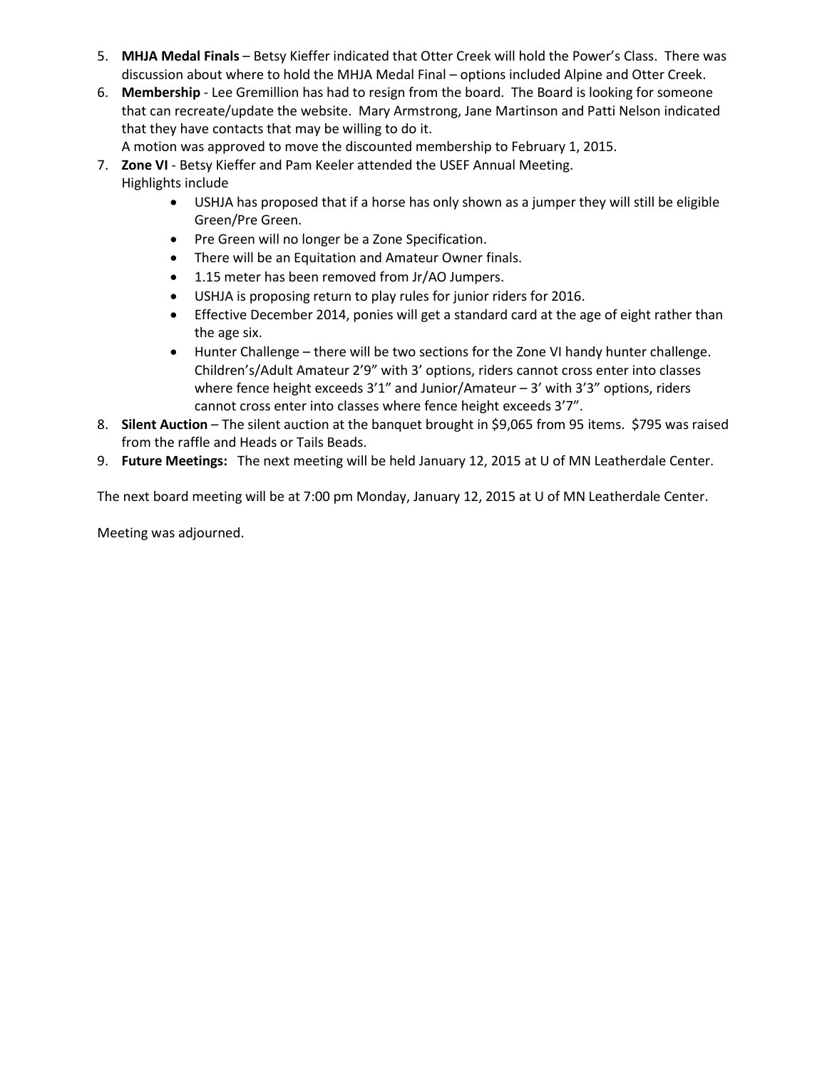5. **MHJA Medal Finals** – Betsy Kieffer indicated that Otter Creek will hold the Power's Class. There was discussion about where to hold the MHJA Medal Final – options included Alpine and Otter Creek.
6. **Membership** - Lee Gremillion has had to resign from the board. The Board is looking for someone that can recreate/update the website. Mary Armstrong, Jane Martinson and Patti Nelson indicated that they have contacts that may be willing to do it.
   A motion was approved to move the discounted membership to February 1, 2015.
7. **Zone VI** - Betsy Kieffer and Pam Keeler attended the USEF Annual Meeting.
   Highlights include
   - USHJA has proposed that if a horse has only shown as a jumper they will still be eligible Green/Pre Green.
   - Pre Green will no longer be a Zone Specification.
   - There will be an Equitation and Amateur Owner finals.
   - 1.15 meter has been removed from Jr/AO Jumpers.
   - USHJA is proposing return to play rules for junior riders for 2016.
   - Effective December 2014, ponies will get a standard card at the age of eight rather than the age six.
   - Hunter Challenge – there will be two sections for the Zone VI handy hunter challenge. Children's/Adult Amateur 2'9" with 3' options, riders cannot cross enter into classes where fence height exceeds 3'1" and Junior/Amateur – 3' with 3'3" options, riders cannot cross enter into classes where fence height exceeds 3'7".
8. **Silent Auction** – The silent auction at the banquet brought in $9,065 from 95 items. $795 was raised from the raffle and Heads or Tails Beads.
9. **Future Meetings:** The next meeting will be held January 12, 2015 at U of MN Leatherdale Center.

The next board meeting will be at 7:00 pm Monday, January 12, 2015 at U of MN Leatherdale Center.

Meeting was adjourned.